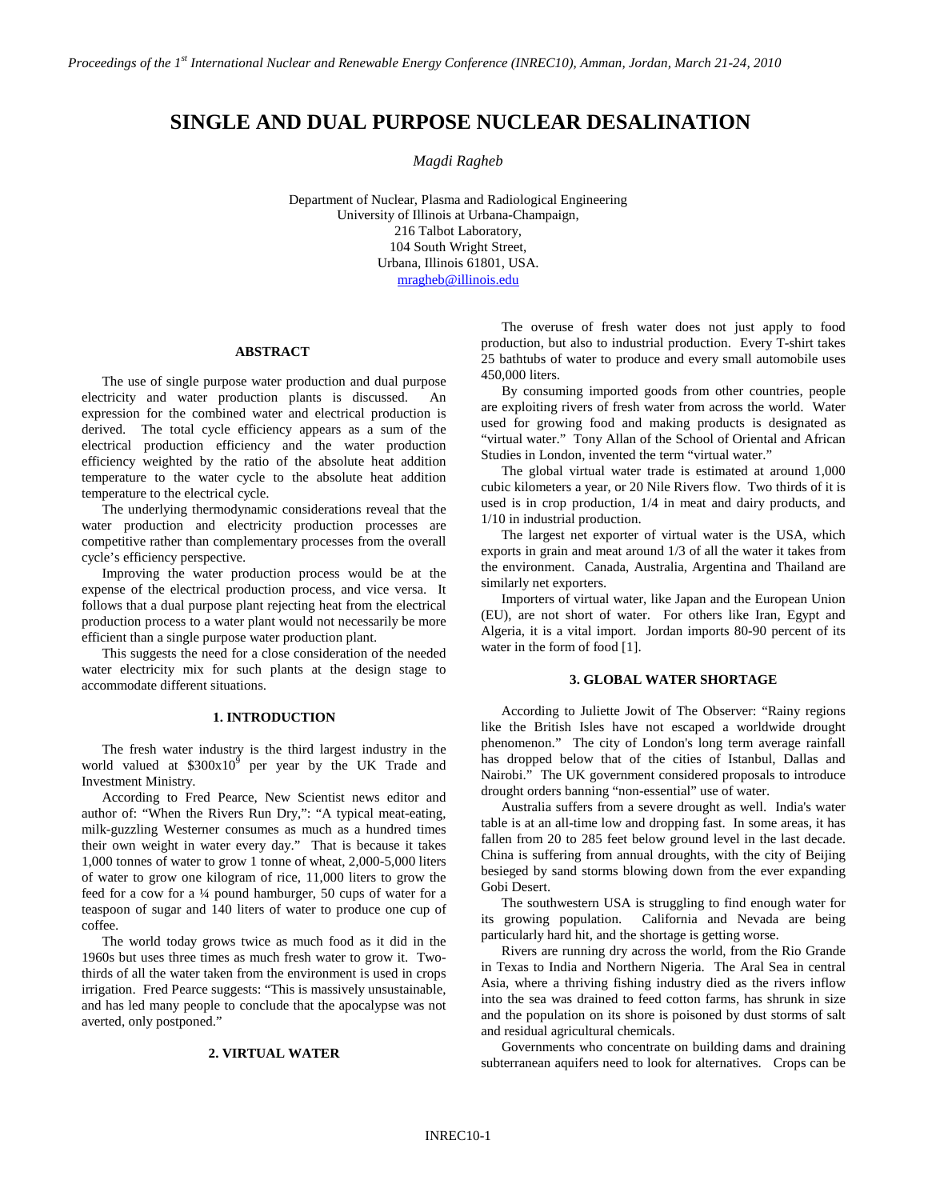# SINGLE AND DUAL PURPOSE NUCLEAR DESALINATION

*Magdi Ragheb*

Department of Nuclear, Plasma and Radiological Engineering
University of Illinois at Urbana-Champaign,
216 Talbot Laboratory,
104 South Wright Street,
Urbana, Illinois 61801, USA.
mragheb@illinois.edu

## ABSTRACT

The use of single purpose water production and dual purpose electricity and water production plants is discussed. An expression for the combined water and electrical production is derived. The total cycle efficiency appears as a sum of the electrical production efficiency and the water production efficiency weighted by the ratio of the absolute heat addition temperature to the water cycle to the absolute heat addition temperature to the electrical cycle.

The underlying thermodynamic considerations reveal that the water production and electricity production processes are competitive rather than complementary processes from the overall cycle's efficiency perspective.

Improving the water production process would be at the expense of the electrical production process, and vice versa. It follows that a dual purpose plant rejecting heat from the electrical production process to a water plant would not necessarily be more efficient than a single purpose water production plant.

This suggests the need for a close consideration of the needed water electricity mix for such plants at the design stage to accommodate different situations.

## 1. INTRODUCTION

The fresh water industry is the third largest industry in the world valued at $\$300 x 10^9$ per year by the UK Trade and Investment Ministry.

According to Fred Pearce, New Scientist news editor and author of: "When the Rivers Run Dry,": "A typical meat-eating, milk-guzzling Westerner consumes as much as a hundred times their own weight in water every day." That is because it takes 1,000 tonnes of water to grow 1 tonne of wheat, 2,000-5,000 liters of water to grow one kilogram of rice, 11,000 liters to grow the feed for a cow for a ¼ pound hamburger, 50 cups of water for a teaspoon of sugar and 140 liters of water to produce one cup of coffee.

The world today grows twice as much food as it did in the 1960s but uses three times as much fresh water to grow it. Two-thirds of all the water taken from the environment is used in crops irrigation. Fred Pearce suggests: "This is massively unsustainable, and has led many people to conclude that the apocalypse was not averted, only postponed."

## 2. VIRTUAL WATER

The overuse of fresh water does not just apply to food production, but also to industrial production. Every T-shirt takes 25 bathtubs of water to produce and every small automobile uses 450,000 liters.

By consuming imported goods from other countries, people are exploiting rivers of fresh water from across the world. Water used for growing food and making products is designated as "virtual water." Tony Allan of the School of Oriental and African Studies in London, invented the term "virtual water."

The global virtual water trade is estimated at around 1,000 cubic kilometers a year, or 20 Nile Rivers flow. Two thirds of it is used is in crop production, 1/4 in meat and dairy products, and 1/10 in industrial production.

The largest net exporter of virtual water is the USA, which exports in grain and meat around 1/3 of all the water it takes from the environment. Canada, Australia, Argentina and Thailand are similarly net exporters.

Importers of virtual water, like Japan and the European Union (EU), are not short of water. For others like Iran, Egypt and Algeria, it is a vital import. Jordan imports 80-90 percent of its water in the form of food [1].

## 3. GLOBAL WATER SHORTAGE

According to Juliette Jowit of The Observer: "Rainy regions like the British Isles have not escaped a worldwide drought phenomenon." The city of London's long term average rainfall has dropped below that of the cities of Istanbul, Dallas and Nairobi." The UK government considered proposals to introduce drought orders banning "non-essential" use of water.

Australia suffers from a severe drought as well. India's water table is at an all-time low and dropping fast. In some areas, it has fallen from 20 to 285 feet below ground level in the last decade. China is suffering from annual droughts, with the city of Beijing besieged by sand storms blowing down from the ever expanding Gobi Desert.

The southwestern USA is struggling to find enough water for its growing population. California and Nevada are being particularly hard hit, and the shortage is getting worse.

Rivers are running dry across the world, from the Rio Grande in Texas to India and Northern Nigeria. The Aral Sea in central Asia, where a thriving fishing industry died as the rivers inflow into the sea was drained to feed cotton farms, has shrunk in size and the population on its shore is poisoned by dust storms of salt and residual agricultural chemicals.

Governments who concentrate on building dams and draining subterranean aquifers need to look for alternatives. Crops can be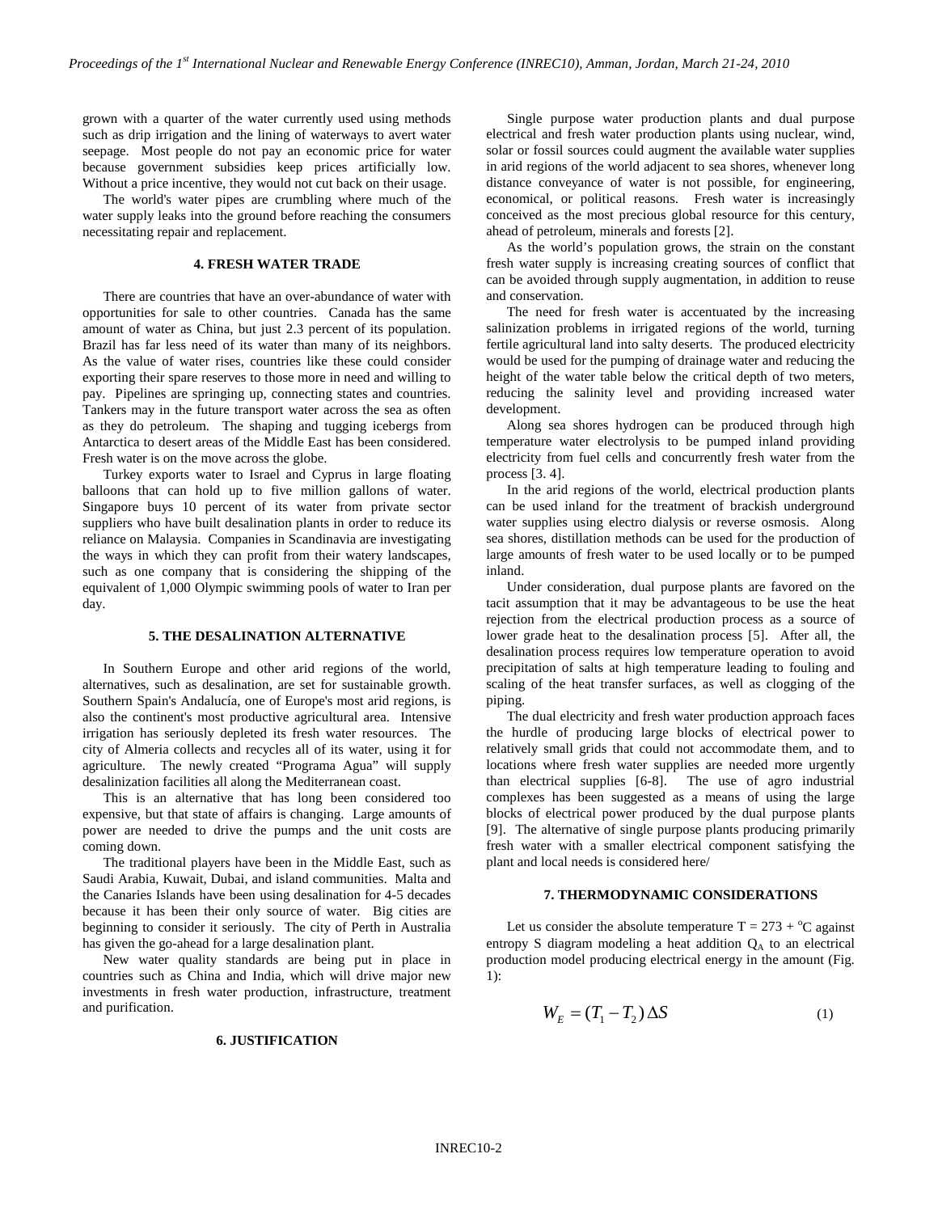grown with a quarter of the water currently used using methods such as drip irrigation and the lining of waterways to avert water seepage. Most people do not pay an economic price for water because government subsidies keep prices artificially low. Without a price incentive, they would not cut back on their usage.

The world's water pipes are crumbling where much of the water supply leaks into the ground before reaching the consumers necessitating repair and replacement.

## 4. FRESH WATER TRADE

There are countries that have an over-abundance of water with opportunities for sale to other countries. Canada has the same amount of water as China, but just 2.3 percent of its population. Brazil has far less need of its water than many of its neighbors. As the value of water rises, countries like these could consider exporting their spare reserves to those more in need and willing to pay. Pipelines are springing up, connecting states and countries. Tankers may in the future transport water across the sea as often as they do petroleum. The shaping and tugging icebergs from Antarctica to desert areas of the Middle East has been considered. Fresh water is on the move across the globe.

Turkey exports water to Israel and Cyprus in large floating balloons that can hold up to five million gallons of water. Singapore buys 10 percent of its water from private sector suppliers who have built desalination plants in order to reduce its reliance on Malaysia. Companies in Scandinavia are investigating the ways in which they can profit from their watery landscapes, such as one company that is considering the shipping of the equivalent of 1,000 Olympic swimming pools of water to Iran per day.

## 5. THE DESALINATION ALTERNATIVE

In Southern Europe and other arid regions of the world, alternatives, such as desalination, are set for sustainable growth. Southern Spain's Andalucía, one of Europe's most arid regions, is also the continent's most productive agricultural area. Intensive irrigation has seriously depleted its fresh water resources. The city of Almeria collects and recycles all of its water, using it for agriculture. The newly created "Programa Agua" will supply desalinization facilities all along the Mediterranean coast.

This is an alternative that has long been considered too expensive, but that state of affairs is changing. Large amounts of power are needed to drive the pumps and the unit costs are coming down.

The traditional players have been in the Middle East, such as Saudi Arabia, Kuwait, Dubai, and island communities. Malta and the Canaries Islands have been using desalination for 4-5 decades because it has been their only source of water. Big cities are beginning to consider it seriously. The city of Perth in Australia has given the go-ahead for a large desalination plant.

New water quality standards are being put in place in countries such as China and India, which will drive major new investments in fresh water production, infrastructure, treatment and purification.

## 6. JUSTIFICATION

Single purpose water production plants and dual purpose electrical and fresh water production plants using nuclear, wind, solar or fossil sources could augment the available water supplies in arid regions of the world adjacent to sea shores, whenever long distance conveyance of water is not possible, for engineering, economical, or political reasons. Fresh water is increasingly conceived as the most precious global resource for this century, ahead of petroleum, minerals and forests [2].

As the world's population grows, the strain on the constant fresh water supply is increasing creating sources of conflict that can be avoided through supply augmentation, in addition to reuse and conservation.

The need for fresh water is accentuated by the increasing salinization problems in irrigated regions of the world, turning fertile agricultural land into salty deserts. The produced electricity would be used for the pumping of drainage water and reducing the height of the water table below the critical depth of two meters, reducing the salinity level and providing increased water development.

Along sea shores hydrogen can be produced through high temperature water electrolysis to be pumped inland providing electricity from fuel cells and concurrently fresh water from the process [3. 4].

In the arid regions of the world, electrical production plants can be used inland for the treatment of brackish underground water supplies using electro dialysis or reverse osmosis. Along sea shores, distillation methods can be used for the production of large amounts of fresh water to be used locally or to be pumped inland.

Under consideration, dual purpose plants are favored on the tacit assumption that it may be advantageous to be use the heat rejection from the electrical production process as a source of lower grade heat to the desalination process [5]. After all, the desalination process requires low temperature operation to avoid precipitation of salts at high temperature leading to fouling and scaling of the heat transfer surfaces, as well as clogging of the piping.

The dual electricity and fresh water production approach faces the hurdle of producing large blocks of electrical power to relatively small grids that could not accommodate them, and to locations where fresh water supplies are needed more urgently than electrical supplies [6-8]. The use of agro industrial complexes has been suggested as a means of using the large blocks of electrical power produced by the dual purpose plants [9]. The alternative of single purpose plants producing primarily fresh water with a smaller electrical component satisfying the plant and local needs is considered here/

## 7. THERMODYNAMIC CONSIDERATIONS

Let us consider the absolute temperature $T = 273 + {}^{o}C$ against entropy S diagram modeling a heat addition $Q_A$ to an electrical production model producing electrical energy in the amount (Fig. 1):

$$W_E = (T_1 - T_2)\,\Delta S \tag{1}$$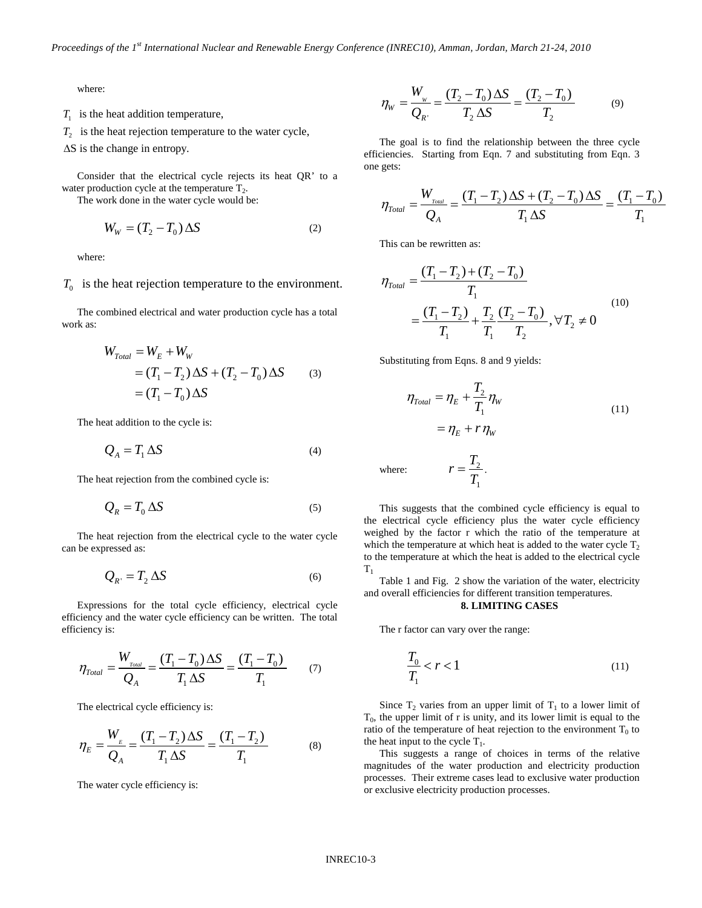where:

$T_1$ is the heat addition temperature,

$T_2$ is the heat rejection temperature to the water cycle,

$\Delta S$ is the change in entropy.

Consider that the electrical cycle rejects its heat QR' to a water production cycle at the temperature $T_2$.

The work done in the water cycle would be:

$$W_W = (T_2 - T_0)\,\Delta S \tag{2}$$

where:

$T_0$ is the heat rejection temperature to the environment.

The combined electrical and water production cycle has a total work as:

$$\begin{aligned} W_{Total} &= W_E + W_W \\ &= (T_1 - T_2)\,\Delta S + (T_2 - T_0)\,\Delta S \\ &= (T_1 - T_0)\,\Delta S \end{aligned} \tag{3}$$

The heat addition to the cycle is:

$$Q_A = T_1\,\Delta S \tag{4}$$

The heat rejection from the combined cycle is:

$$Q_R = T_0\,\Delta S \tag{5}$$

The heat rejection from the electrical cycle to the water cycle can be expressed as:

$$Q_{R'} = T_2\,\Delta S \tag{6}$$

Expressions for the total cycle efficiency, electrical cycle efficiency and the water cycle efficiency can be written. The total efficiency is:

$$\eta_{Total} = \frac{W_{Total}}{Q_A} = \frac{(T_1 - T_0)\,\Delta S}{T_1\,\Delta S} = \frac{(T_1 - T_0)}{T_1} \tag{7}$$

The electrical cycle efficiency is:

$$\eta_E = \frac{W_E}{Q_A} = \frac{(T_1 - T_2)\,\Delta S}{T_1\,\Delta S} = \frac{(T_1 - T_2)}{T_1} \tag{8}$$

The water cycle efficiency is:

$$\eta_W = \frac{W_w}{Q_{R'}} = \frac{(T_2 - T_0)\,\Delta S}{T_2\,\Delta S} = \frac{(T_2 - T_0)}{T_2} \tag{9}$$

The goal is to find the relationship between the three cycle efficiencies. Starting from Eqn. 7 and substituting from Eqn. 3 one gets:

$$\eta_{Total} = \frac{W_{Total}}{Q_A} = \frac{(T_1 - T_2)\,\Delta S + (T_2 - T_0)\,\Delta S}{T_1\,\Delta S} = \frac{(T_1 - T_0)}{T_1}$$

This can be rewritten as:

$$\begin{aligned} \eta_{Total} &= \frac{(T_1 - T_2) + (T_2 - T_0)}{T_1} \\ &= \frac{(T_1 - T_2)}{T_1} + \frac{T_2}{T_1}\frac{(T_2 - T_0)}{T_2}, \forall T_2 \neq 0 \end{aligned} \tag{10}$$

Substituting from Eqns. 8 and 9 yields:

$$\begin{aligned} \eta_{Total} &= \eta_E + \frac{T_2}{T_1}\eta_W \\ &= \eta_E + r\,\eta_W \end{aligned} \tag{11}$$

where: $\quad r = \dfrac{T_2}{T_1}$.

This suggests that the combined cycle efficiency is equal to the electrical cycle efficiency plus the water cycle efficiency weighed by the factor r which the ratio of the temperature at which the temperature at which heat is added to the water cycle $T_2$ to the temperature at which the heat is added to the electrical cycle $T_1$

Table 1 and Fig. 2 show the variation of the water, electricity and overall efficiencies for different transition temperatures.

## 8. LIMITING CASES

The r factor can vary over the range:

$$\frac{T_0}{T_1} < r < 1 \tag{11}$$

Since $T_2$ varies from an upper limit of $T_1$ to a lower limit of $T_0$, the upper limit of r is unity, and its lower limit is equal to the ratio of the temperature of heat rejection to the environment $T_0$ to the heat input to the cycle $T_1$.

This suggests a range of choices in terms of the relative magnitudes of the water production and electricity production processes. Their extreme cases lead to exclusive water production or exclusive electricity production processes.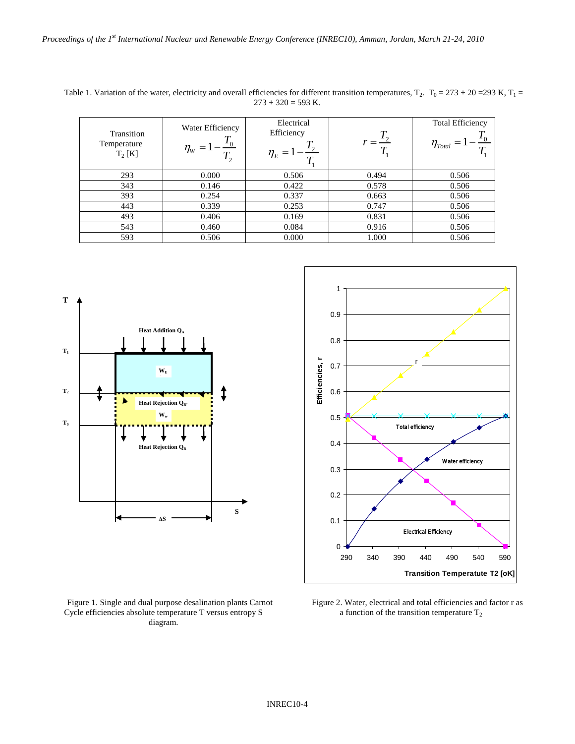Table 1. Variation of the water, electricity and overall efficiencies for different transition temperatures, $T_2$. $T_0 = 273 + 20 = 293$ K, $T_1 = 273 + 320 = 593$ K.

| Transition Temperature $T_2$ [K] | Water Efficiency $\eta_W = 1 - \frac{T_0}{T_2}$ | Electrical Efficiency $\eta_E = 1 - \frac{T_2}{T_1}$ | $r = \frac{T_2}{T_1}$ | Total Efficiency $\eta_{Total} = 1 - \frac{T_0}{T_1}$ |
|---|---|---|---|---|
| 293 | 0.000 | 0.506 | 0.494 | 0.506 |
| 343 | 0.146 | 0.422 | 0.578 | 0.506 |
| 393 | 0.254 | 0.337 | 0.663 | 0.506 |
| 443 | 0.339 | 0.253 | 0.747 | 0.506 |
| 493 | 0.406 | 0.169 | 0.831 | 0.506 |
| 543 | 0.460 | 0.084 | 0.916 | 0.506 |
| 593 | 0.506 | 0.000 | 1.000 | 0.506 |

Figure 1. Single and dual purpose desalination plants Carnot Cycle efficiencies absolute temperature T versus entropy S diagram.

Figure 2. Water, electrical and total efficiencies and factor r as a function of the transition temperature $T_2$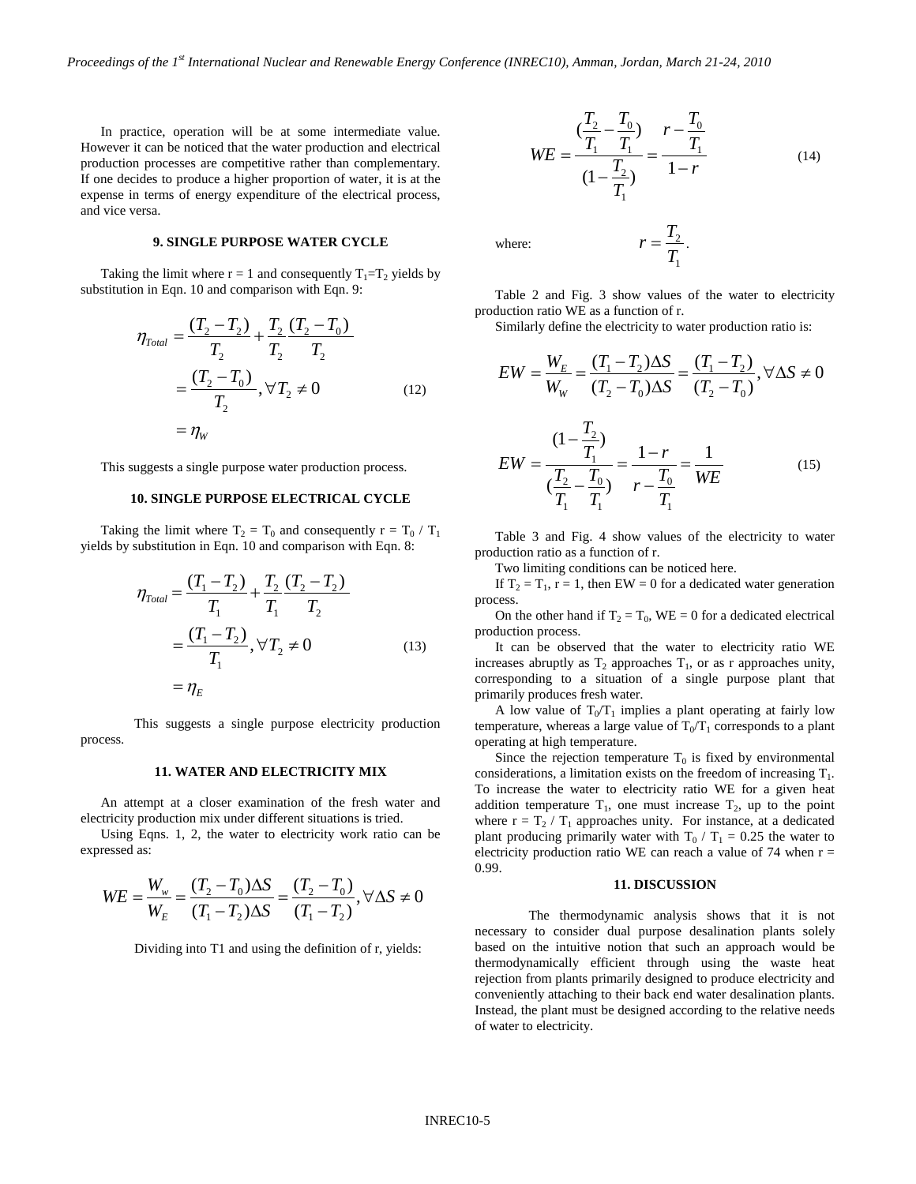In practice, operation will be at some intermediate value. However it can be noticed that the water production and electrical production processes are competitive rather than complementary. If one decides to produce a higher proportion of water, it is at the expense in terms of energy expenditure of the electrical process, and vice versa.

## 9. SINGLE PURPOSE WATER CYCLE

Taking the limit where r = 1 and consequently $T_1=T_2$ yields by substitution in Eqn. 10 and comparison with Eqn. 9:

$$\begin{aligned}\eta_{Total} &= \frac{(T_2 - T_2)}{T_2} + \frac{T_2}{T_2}\frac{(T_2 - T_0)}{T_2} \\ &= \frac{(T_2 - T_0)}{T_2}, \forall T_2 \neq 0 \\ &= \eta_W\end{aligned} \tag{12}$$

This suggests a single purpose water production process.

## 10. SINGLE PURPOSE ELECTRICAL CYCLE

Taking the limit where $T_2 = T_0$ and consequently $r = T_0 / T_1$ yields by substitution in Eqn. 10 and comparison with Eqn. 8:

$$\begin{aligned}\eta_{Total} &= \frac{(T_1 - T_2)}{T_1} + \frac{T_2}{T_1}\frac{(T_2 - T_2)}{T_2} \\ &= \frac{(T_1 - T_2)}{T_1}, \forall T_2 \neq 0 \\ &= \eta_E\end{aligned} \tag{13}$$

This suggests a single purpose electricity production process.

## 11. WATER AND ELECTRICITY MIX

An attempt at a closer examination of the fresh water and electricity production mix under different situations is tried.

Using Eqns. 1, 2, the water to electricity work ratio can be expressed as:

$$WE = \frac{W_w}{W_E} = \frac{(T_2 - T_0)\Delta S}{(T_1 - T_2)\Delta S} = \frac{(T_2 - T_0)}{(T_1 - T_2)}, \forall \Delta S \neq 0$$

Dividing into T1 and using the definition of r, yields:

$$WE = \frac{(\frac{T_2}{T_1} - \frac{T_0}{T_1})}{(1 - \frac{T_2}{T_1})} = \frac{r - \frac{T_0}{T_1}}{1 - r} \tag{14}$$

where: $r = \frac{T_2}{T_1}$.

Table 2 and Fig. 3 show values of the water to electricity production ratio WE as a function of r.

Similarly define the electricity to water production ratio is:

$$EW = \frac{W_E}{W_W} = \frac{(T_1 - T_2)\Delta S}{(T_2 - T_0)\Delta S} = \frac{(T_1 - T_2)}{(T_2 - T_0)}, \forall \Delta S \neq 0$$

$$EW = \frac{(1 - \frac{T_2}{T_1})}{(\frac{T_2}{T_1} - \frac{T_0}{T_1})} = \frac{1 - r}{r - \frac{T_0}{T_1}} = \frac{1}{WE} \tag{15}$$

Table 3 and Fig. 4 show values of the electricity to water production ratio as a function of r.

Two limiting conditions can be noticed here.

If $T_2 = T_1$, r = 1, then EW = 0 for a dedicated water generation process.

On the other hand if $T_2 = T_0$, WE = 0 for a dedicated electrical production process.

It can be observed that the water to electricity ratio WE increases abruptly as $T_2$ approaches $T_1$, or as r approaches unity, corresponding to a situation of a single purpose plant that primarily produces fresh water.

A low value of $T_0/T_1$ implies a plant operating at fairly low temperature, whereas a large value of $T_0/T_1$ corresponds to a plant operating at high temperature.

Since the rejection temperature $T_0$ is fixed by environmental considerations, a limitation exists on the freedom of increasing $T_1$. To increase the water to electricity ratio WE for a given heat addition temperature $T_1$, one must increase $T_2$, up to the point where $r = T_2 / T_1$ approaches unity. For instance, at a dedicated plant producing primarily water with $T_0 / T_1 = 0.25$ the water to electricity production ratio WE can reach a value of 74 when r = 0.99.

## 11. DISCUSSION

The thermodynamic analysis shows that it is not necessary to consider dual purpose desalination plants solely based on the intuitive notion that such an approach would be thermodynamically efficient through using the waste heat rejection from plants primarily designed to produce electricity and conveniently attaching to their back end water desalination plants. Instead, the plant must be designed according to the relative needs of water to electricity.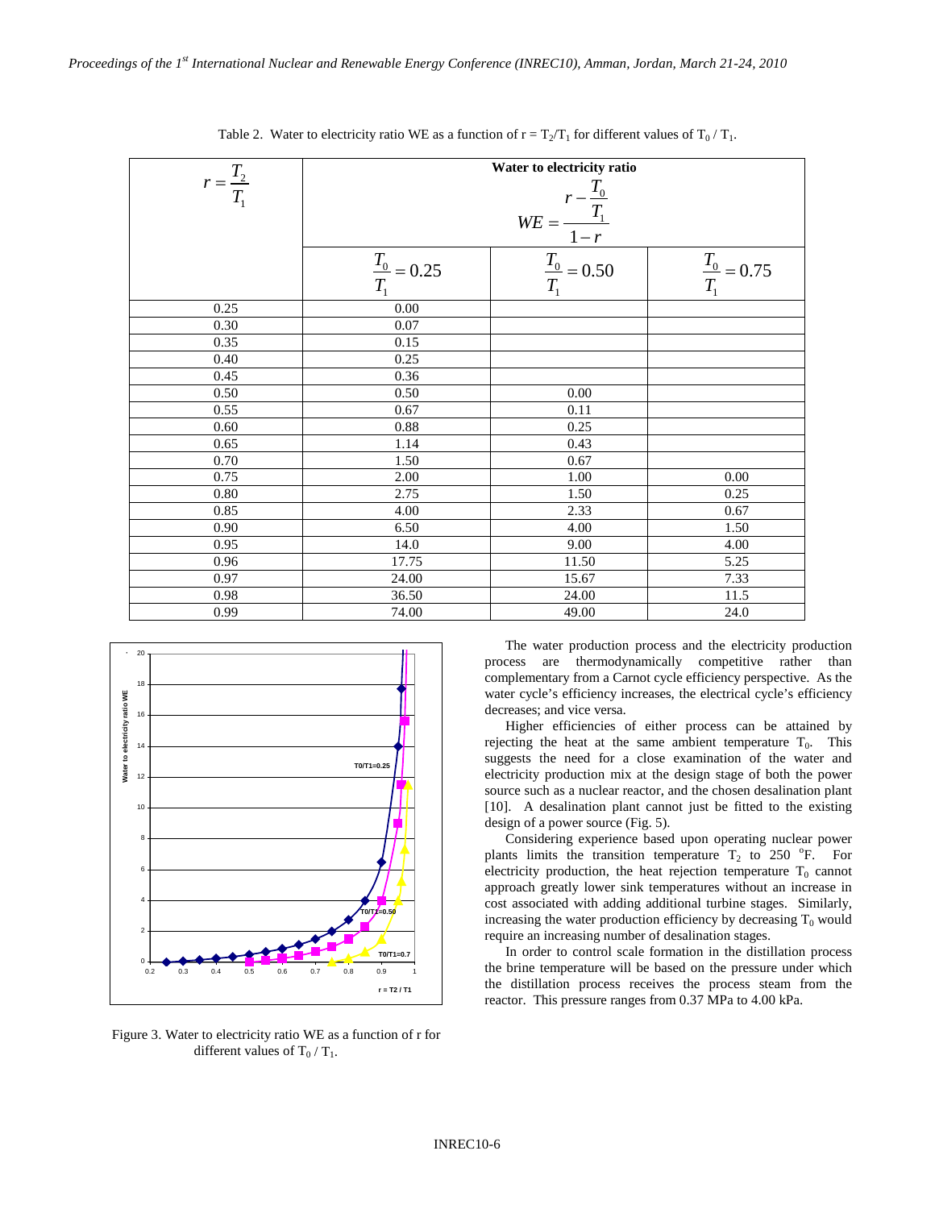Table 2. Water to electricity ratio WE as a function of $r = T_2/T_1$ for different values of $T_0 / T_1$.

| $r = \dfrac{T_2}{T_1}$ | **Water to electricity ratio** $WE = \dfrac{r - \frac{T_0}{T_1}}{1-r}$ | | |
|---|---|---|---|
| | $\dfrac{T_0}{T_1} = 0.25$ | $\dfrac{T_0}{T_1} = 0.50$ | $\dfrac{T_0}{T_1} = 0.75$ |
| 0.25 | 0.00 | | |
| 0.30 | 0.07 | | |
| 0.35 | 0.15 | | |
| 0.40 | 0.25 | | |
| 0.45 | 0.36 | | |
| 0.50 | 0.50 | 0.00 | |
| 0.55 | 0.67 | 0.11 | |
| 0.60 | 0.88 | 0.25 | |
| 0.65 | 1.14 | 0.43 | |
| 0.70 | 1.50 | 0.67 | |
| 0.75 | 2.00 | 1.00 | 0.00 |
| 0.80 | 2.75 | 1.50 | 0.25 |
| 0.85 | 4.00 | 2.33 | 0.67 |
| 0.90 | 6.50 | 4.00 | 1.50 |
| 0.95 | 14.0 | 9.00 | 4.00 |
| 0.96 | 17.75 | 11.50 | 5.25 |
| 0.97 | 24.00 | 15.67 | 7.33 |
| 0.98 | 36.50 | 24.00 | 11.5 |
| 0.99 | 74.00 | 49.00 | 24.0 |

Figure 3. Water to electricity ratio WE as a function of r for different values of $T_0 / T_1$.

The water production process and the electricity production process are thermodynamically competitive rather than complementary from a Carnot cycle efficiency perspective. As the water cycle's efficiency increases, the electrical cycle's efficiency decreases; and vice versa.

Higher efficiencies of either process can be attained by rejecting the heat at the same ambient temperature $T_0$. This suggests the need for a close examination of the water and electricity production mix at the design stage of both the power source such as a nuclear reactor, and the chosen desalination plant [10]. A desalination plant cannot just be fitted to the existing design of a power source (Fig. 5).

Considering experience based upon operating nuclear power plants limits the transition temperature $T_2$ to 250 $^{o}$F. For electricity production, the heat rejection temperature $T_0$ cannot approach greatly lower sink temperatures without an increase in cost associated with adding additional turbine stages. Similarly, increasing the water production efficiency by decreasing $T_0$ would require an increasing number of desalination stages.

In order to control scale formation in the distillation process the brine temperature will be based on the pressure under which the distillation process receives the process steam from the reactor. This pressure ranges from 0.37 MPa to 4.00 kPa.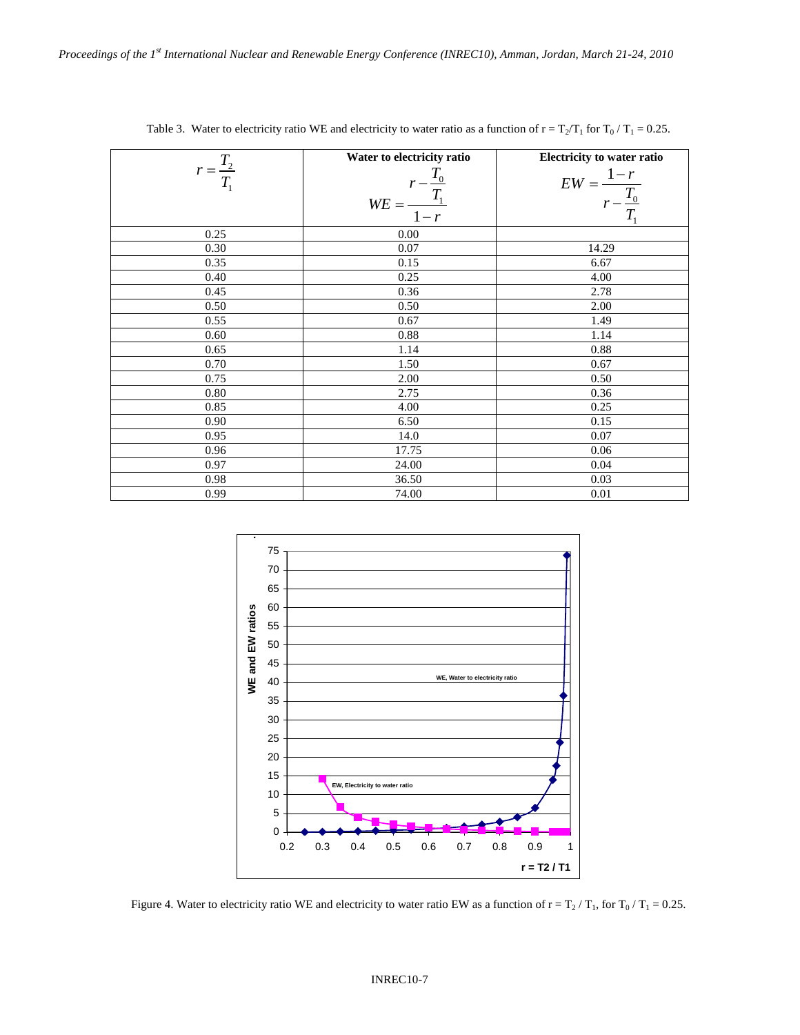Table 3. Water to electricity ratio WE and electricity to water ratio as a function of $r = T_2/T_1$ for $T_0 / T_1 = 0.25$.

| $r = \dfrac{T_2}{T_1}$ | Water to electricity ratio $WE = \dfrac{r - \frac{T_0}{T_1}}{1-r}$ | Electricity to water ratio $EW = \dfrac{1-r}{r - \frac{T_0}{T_1}}$ |
|---|---|---|
| 0.25 | 0.00 | |
| 0.30 | 0.07 | 14.29 |
| 0.35 | 0.15 | 6.67 |
| 0.40 | 0.25 | 4.00 |
| 0.45 | 0.36 | 2.78 |
| 0.50 | 0.50 | 2.00 |
| 0.55 | 0.67 | 1.49 |
| 0.60 | 0.88 | 1.14 |
| 0.65 | 1.14 | 0.88 |
| 0.70 | 1.50 | 0.67 |
| 0.75 | 2.00 | 0.50 |
| 0.80 | 2.75 | 0.36 |
| 0.85 | 4.00 | 0.25 |
| 0.90 | 6.50 | 0.15 |
| 0.95 | 14.0 | 0.07 |
| 0.96 | 17.75 | 0.06 |
| 0.97 | 24.00 | 0.04 |
| 0.98 | 36.50 | 0.03 |
| 0.99 | 74.00 | 0.01 |

Figure 4. Water to electricity ratio WE and electricity to water ratio EW as a function of $r = T_2 / T_1$, for $T_0 / T_1 = 0.25$.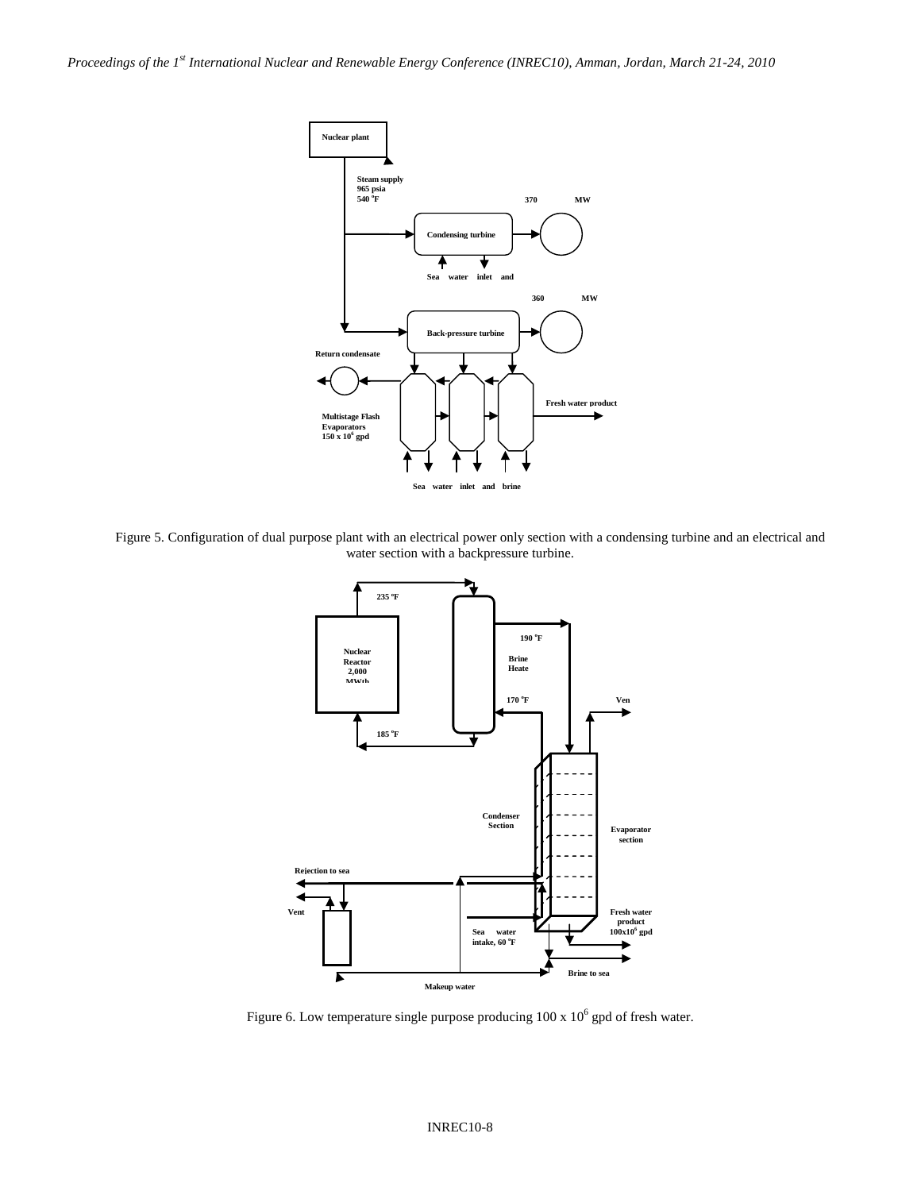Figure 5. Configuration of dual purpose plant with an electrical power only section with a condensing turbine and an electrical and water section with a backpressure turbine.

Figure 6. Low temperature single purpose producing 100 x $10^6$ gpd of fresh water.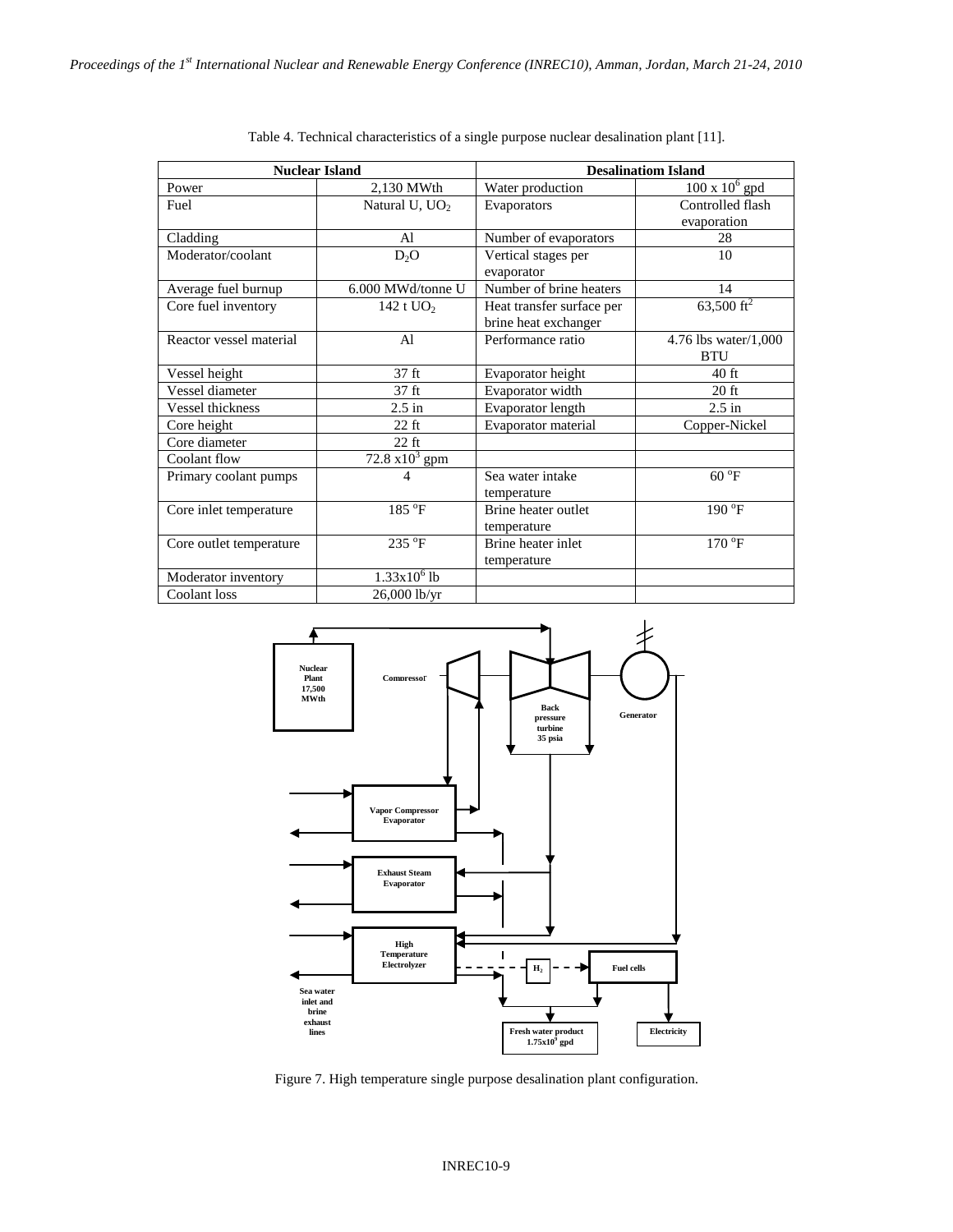Table 4. Technical characteristics of a single purpose nuclear desalination plant [11].

| Nuclear Island | | Desalinatiom Island | |
|---|---|---|---|
| Power | 2,130 MWth | Water production | $100 \times 10^6$ gpd |
| Fuel | Natural U, $UO_2$ | Evaporators | Controlled flash evaporation |
| Cladding | Al | Number of evaporators | 28 |
| Moderator/coolant | $D_2O$ | Vertical stages per evaporator | 10 |
| Average fuel burnup | 6.000 MWd/tonne U | Number of brine heaters | 14 |
| Core fuel inventory | 142 t $UO_2$ | Heat transfer surface per brine heat exchanger | 63,500 $ft^2$ |
| Reactor vessel material | Al | Performance ratio | 4.76 lbs water/1,000 BTU |
| Vessel height | 37 ft | Evaporator height | 40 ft |
| Vessel diameter | 37 ft | Evaporator width | 20 ft |
| Vessel thickness | 2.5 in | Evaporator length | 2.5 in |
| Core height | 22 ft | Evaporator material | Copper-Nickel |
| Core diameter | 22 ft | | |
| Coolant flow | $72.8 \times 10^3$ gpm | | |
| Primary coolant pumps | 4 | Sea water intake temperature | 60 °F |
| Core inlet temperature | 185 °F | Brine heater outlet temperature | 190 °F |
| Core outlet temperature | 235 °F | Brine heater inlet temperature | 170 °F |
| Moderator inventory | $1.33 \times 10^6$ lb | | |
| Coolant loss | 26,000 lb/yr | | |

Figure 7. High temperature single purpose desalination plant configuration.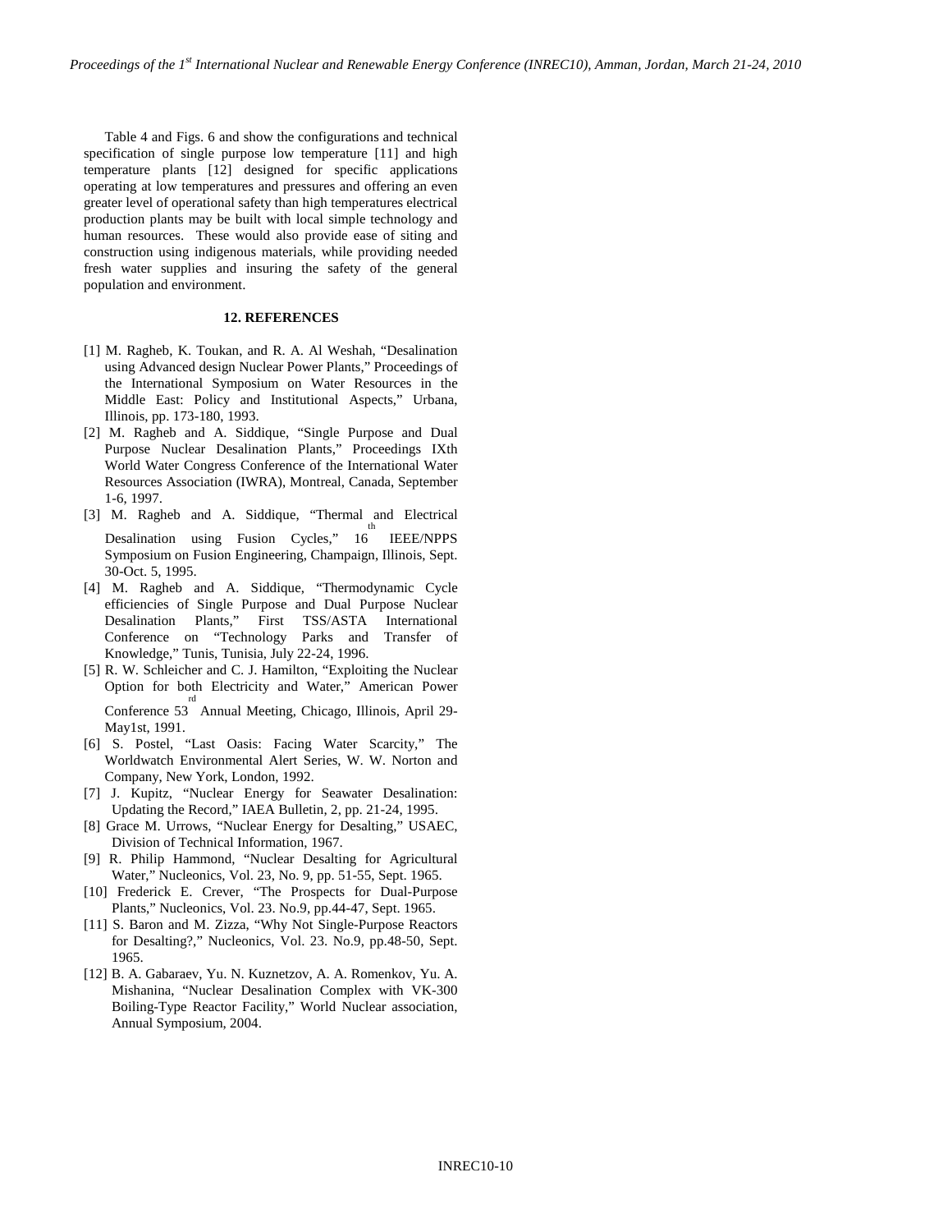Table 4 and Figs. 6 and show the configurations and technical specification of single purpose low temperature [11] and high temperature plants [12] designed for specific applications operating at low temperatures and pressures and offering an even greater level of operational safety than high temperatures electrical production plants may be built with local simple technology and human resources. These would also provide ease of siting and construction using indigenous materials, while providing needed fresh water supplies and insuring the safety of the general population and environment.

## 12. REFERENCES

[1] M. Ragheb, K. Toukan, and R. A. Al Weshah, "Desalination using Advanced design Nuclear Power Plants," Proceedings of the International Symposium on Water Resources in the Middle East: Policy and Institutional Aspects," Urbana, Illinois, pp. 173-180, 1993.

[2] M. Ragheb and A. Siddique, "Single Purpose and Dual Purpose Nuclear Desalination Plants," Proceedings IXth World Water Congress Conference of the International Water Resources Association (IWRA), Montreal, Canada, September 1-6, 1997.

[3] M. Ragheb and A. Siddique, "Thermal and Electrical Desalination using Fusion Cycles," 16th IEEE/NPPS Symposium on Fusion Engineering, Champaign, Illinois, Sept. 30-Oct. 5, 1995.

[4] M. Ragheb and A. Siddique, "Thermodynamic Cycle efficiencies of Single Purpose and Dual Purpose Nuclear Desalination Plants," First TSS/ASTA International Conference on "Technology Parks and Transfer of Knowledge," Tunis, Tunisia, July 22-24, 1996.

[5] R. W. Schleicher and C. J. Hamilton, "Exploiting the Nuclear Option for both Electricity and Water," American Power Conference 53rd Annual Meeting, Chicago, Illinois, April 29-May1st, 1991.

[6] S. Postel, "Last Oasis: Facing Water Scarcity," The Worldwatch Environmental Alert Series, W. W. Norton and Company, New York, London, 1992.

[7] J. Kupitz, "Nuclear Energy for Seawater Desalination: Updating the Record," IAEA Bulletin, 2, pp. 21-24, 1995.

[8] Grace M. Urrows, "Nuclear Energy for Desalting," USAEC, Division of Technical Information, 1967.

[9] R. Philip Hammond, "Nuclear Desalting for Agricultural Water," Nucleonics, Vol. 23, No. 9, pp. 51-55, Sept. 1965.

[10] Frederick E. Crever, "The Prospects for Dual-Purpose Plants," Nucleonics, Vol. 23. No.9, pp.44-47, Sept. 1965.

[11] S. Baron and M. Zizza, "Why Not Single-Purpose Reactors for Desalting?," Nucleonics, Vol. 23. No.9, pp.48-50, Sept. 1965.

[12] B. A. Gabaraev, Yu. N. Kuznetzov, A. A. Romenkov, Yu. A. Mishanina, "Nuclear Desalination Complex with VK-300 Boiling-Type Reactor Facility," World Nuclear association, Annual Symposium, 2004.